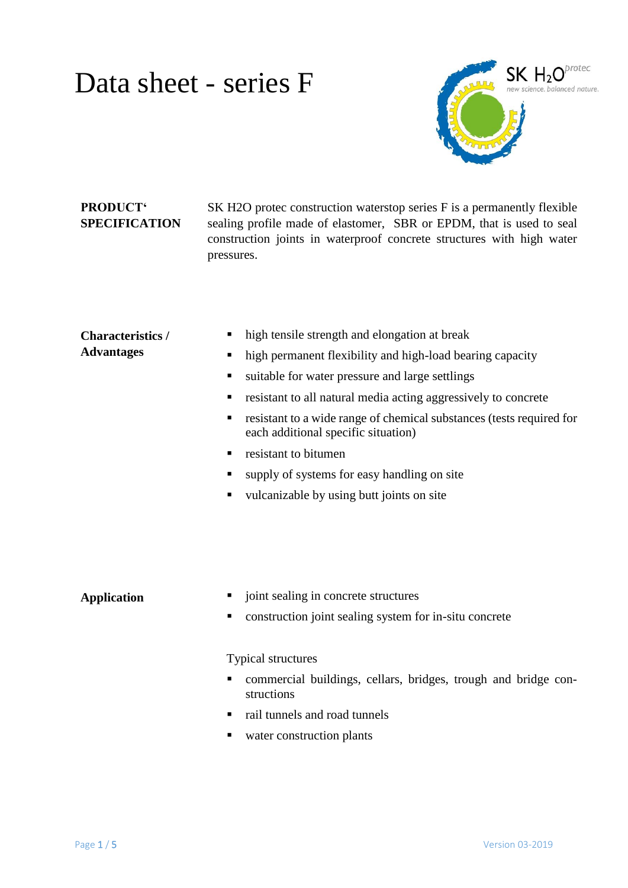# Data sheet - series F

**PRODUCT' SPECIFICATION**

SK H2O protec construction waterstop series F is a permanently flexible sealing profile made of elastomer, SBR or EPDM, that is used to seal construction joints in waterproof concrete structures with high water pressures.

**Characteristics / Advantages**

- high tensile strength and elongation at break
- high permanent flexibility and high-load bearing capacity
- suitable for water pressure and large settlings
- resistant to all natural media acting aggressively to concrete
- resistant to a wide range of chemical substances (tests required for each additional specific situation)
- resistant to bitumen
- supply of systems for easy handling on site
- vulcanizable by using butt joints on site

**Application**

- joint sealing in concrete structures
- construction joint sealing system for in-situ concrete

Typical structures

- commercial buildings, cellars, bridges, trough and bridge constructions
- rail tunnels and road tunnels
- water construction plants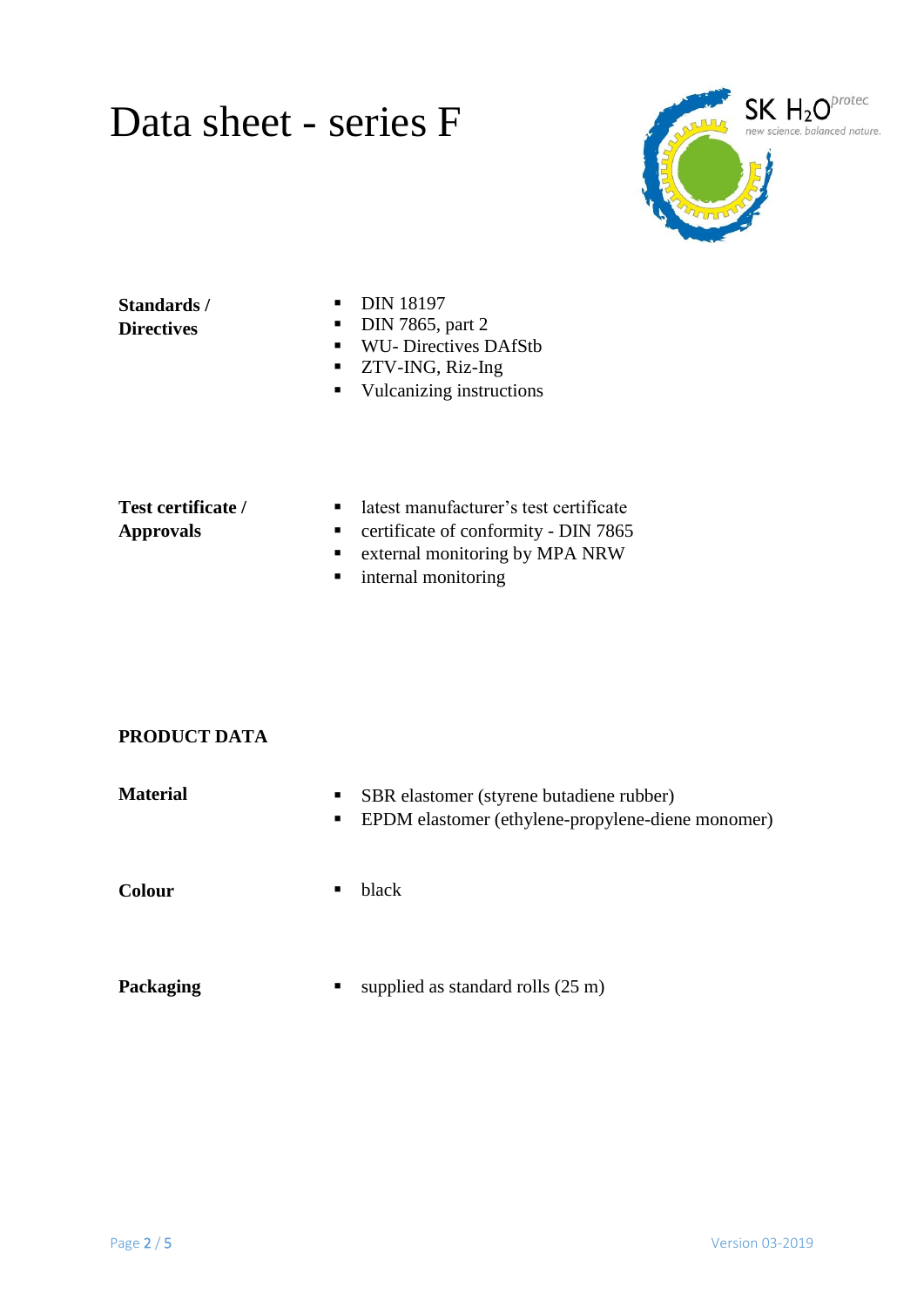# Data sheet - series F

**Standards / Directives**

- DIN 18197
- DIN 7865, part 2
- WU- Directives DAfStb
- ZTV-ING, Riz-Ing
- Vulcanizing instructions

**Test certificate / Approvals**

- latest manufacturer's test certificate
- certificate of conformity - DIN 7865
- external monitoring by MPA NRW
- internal monitoring

## PRODUCT DATA

**Material**

- SBR elastomer (styrene butadiene rubber)
- EPDM elastomer (ethylene-propylene-diene monomer)

**Colour**

- black

**Packaging**

- supplied as standard rolls (25 m)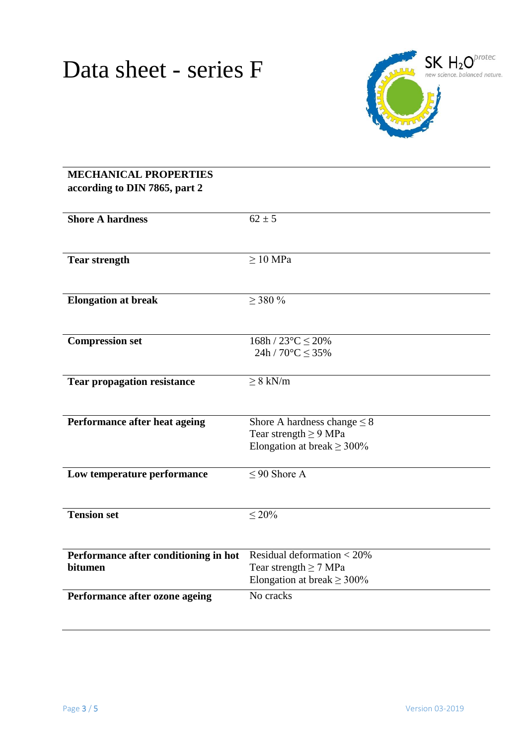# Data sheet - series F

SK $H_2O$ protec
new science. balanced nature.

| **MECHANICAL PROPERTIES according to DIN 7865, part 2** | |
|---|---|
| **Shore A hardness** | 62 ± 5 |
| **Tear strength** | ≥ 10 MPa |
| **Elongation at break** | ≥ 380 % |
| **Compression set** | 168h / 23°C ≤ 20%<br>24h / 70°C ≤ 35% |
| **Tear propagation resistance** | ≥ 8 kN/m |
| **Performance after heat ageing** | Shore A hardness change ≤ 8<br>Tear strength ≥ 9 MPa<br>Elongation at break ≥ 300% |
| **Low temperature performance** | ≤ 90 Shore A |
| **Tension set** | ≤ 20% |
| **Performance after conditioning in hot bitumen** | Residual deformation < 20%<br>Tear strength ≥ 7 MPa<br>Elongation at break ≥ 300% |
| **Performance after ozone ageing** | No cracks |

Version 03-2019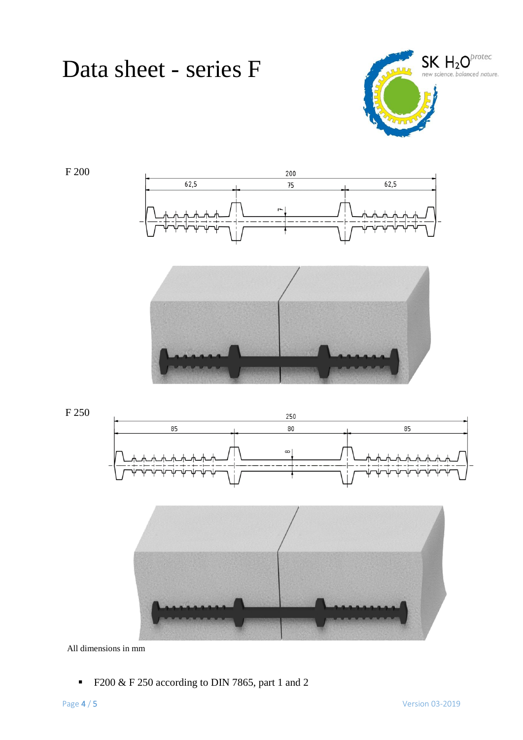# Data sheet - series F

F 200

F 250

All dimensions in mm

- F200 & F 250 according to DIN 7865, part 1 and 2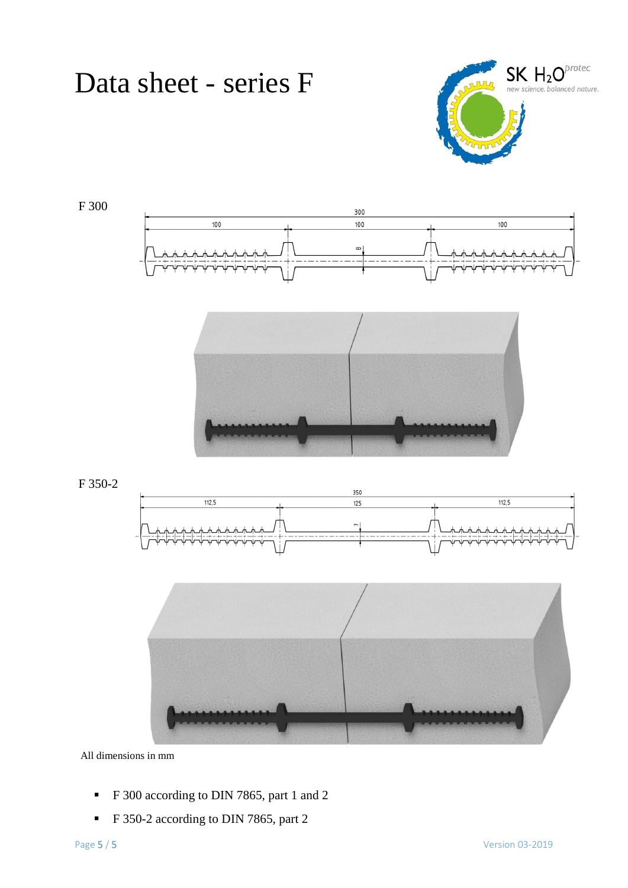# Data sheet - series F

SK $H_2O$ protec
new science. balanced nature.

F 300

300
100
100
100
8

F 350-2

350
112,5
125
112,5
7

All dimensions in mm

- F 300 according to DIN 7865, part 1 and 2
- F 350-2 according to DIN 7865, part 2

Version 03-2019